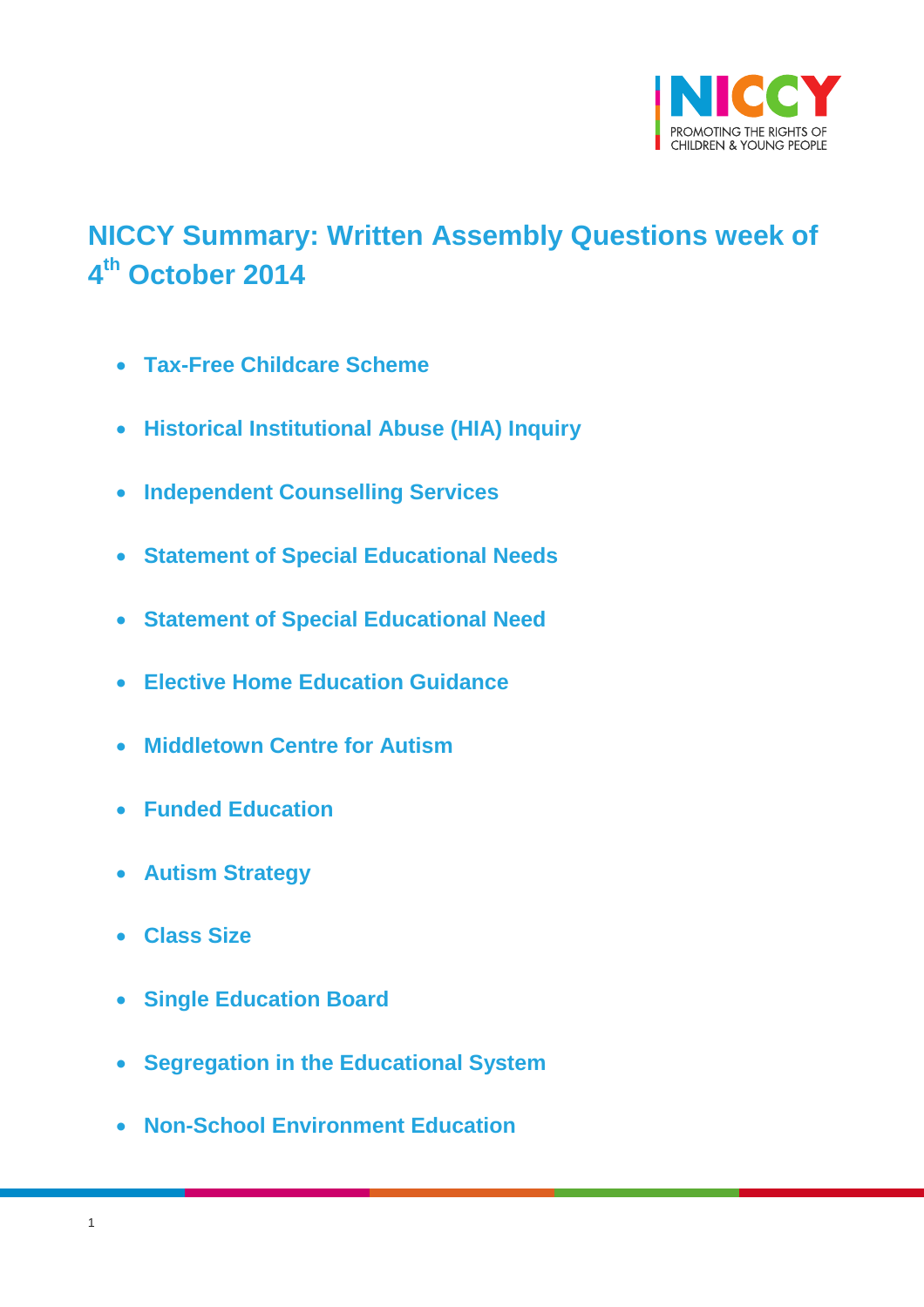# NICCY Summary: Written Assembly Questions week of 4th October 2014

- Tax-Free Childcare Scheme
- Historical Institutional Abuse (HIA) Inquiry
- Independent Counselling Services
- Statement of Special Educational Needs
- Statement of Special Educational Need
- Elective Home Education Guidance
- Middletown Centre for Autism
- Funded Education
- Autism Strategy
- Class Size
- Single Education Board
- Segregation in the Educational System
- Non-School Environment Education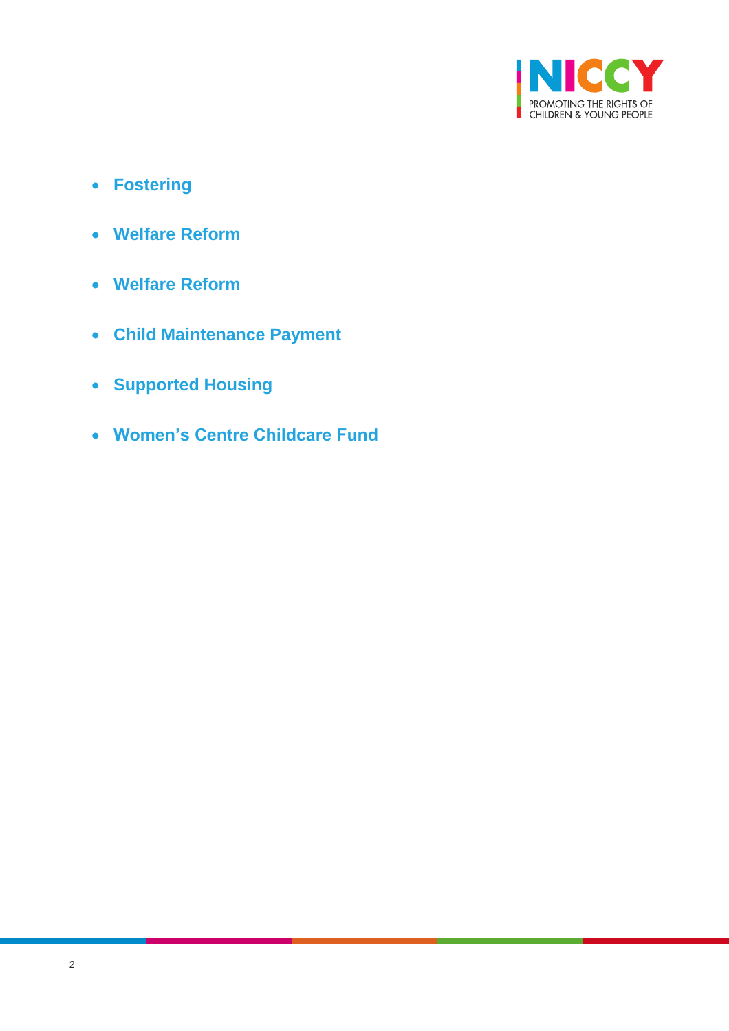- **Fostering**
- **Welfare Reform**
- **Welfare Reform**
- **Child Maintenance Payment**
- **Supported Housing**
- **Women's Centre Childcare Fund**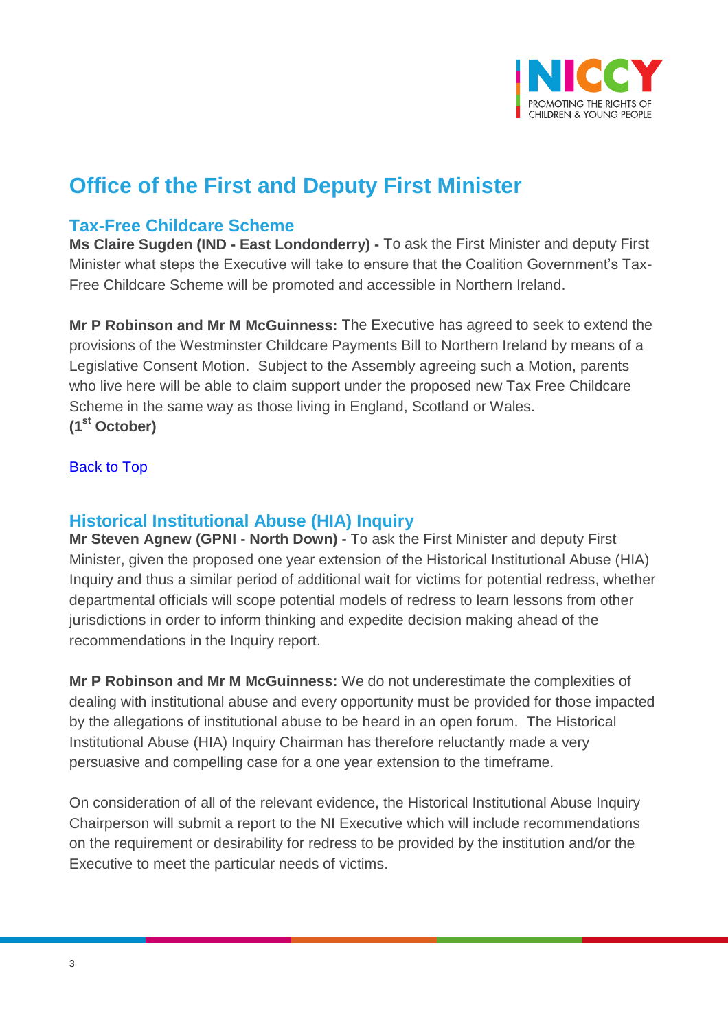# Office of the First and Deputy First Minister

## Tax-Free Childcare Scheme

**Ms Claire Sugden (IND - East Londonderry) -** To ask the First Minister and deputy First Minister what steps the Executive will take to ensure that the Coalition Government's Tax-Free Childcare Scheme will be promoted and accessible in Northern Ireland.

**Mr P Robinson and Mr M McGuinness:** The Executive has agreed to seek to extend the provisions of the Westminster Childcare Payments Bill to Northern Ireland by means of a Legislative Consent Motion. Subject to the Assembly agreeing such a Motion, parents who live here will be able to claim support under the proposed new Tax Free Childcare Scheme in the same way as those living in England, Scotland or Wales.
**(1st October)**

Back to Top

## Historical Institutional Abuse (HIA) Inquiry

**Mr Steven Agnew (GPNI - North Down) -** To ask the First Minister and deputy First Minister, given the proposed one year extension of the Historical Institutional Abuse (HIA) Inquiry and thus a similar period of additional wait for victims for potential redress, whether departmental officials will scope potential models of redress to learn lessons from other jurisdictions in order to inform thinking and expedite decision making ahead of the recommendations in the Inquiry report.

**Mr P Robinson and Mr M McGuinness:** We do not underestimate the complexities of dealing with institutional abuse and every opportunity must be provided for those impacted by the allegations of institutional abuse to be heard in an open forum. The Historical Institutional Abuse (HIA) Inquiry Chairman has therefore reluctantly made a very persuasive and compelling case for a one year extension to the timeframe.

On consideration of all of the relevant evidence, the Historical Institutional Abuse Inquiry Chairperson will submit a report to the NI Executive which will include recommendations on the requirement or desirability for redress to be provided by the institution and/or the Executive to meet the particular needs of victims.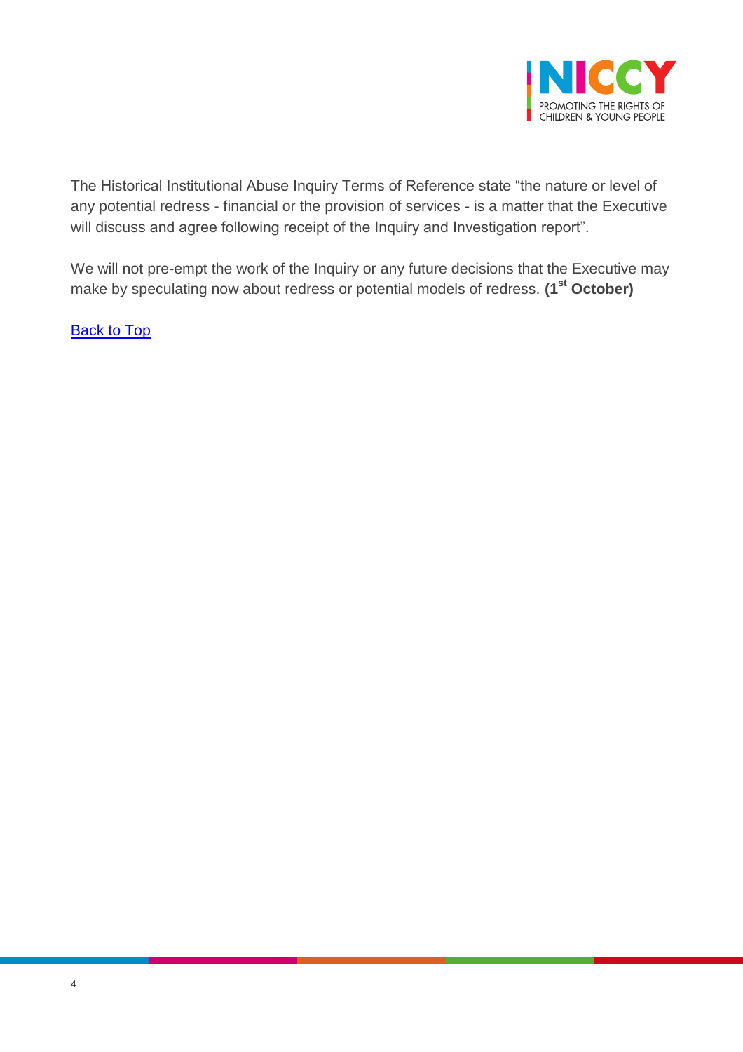The Historical Institutional Abuse Inquiry Terms of Reference state "the nature or level of any potential redress - financial or the provision of services - is a matter that the Executive will discuss and agree following receipt of the Inquiry and Investigation report".

We will not pre-empt the work of the Inquiry or any future decisions that the Executive may make by speculating now about redress or potential models of redress. **(1st October)**

Back to Top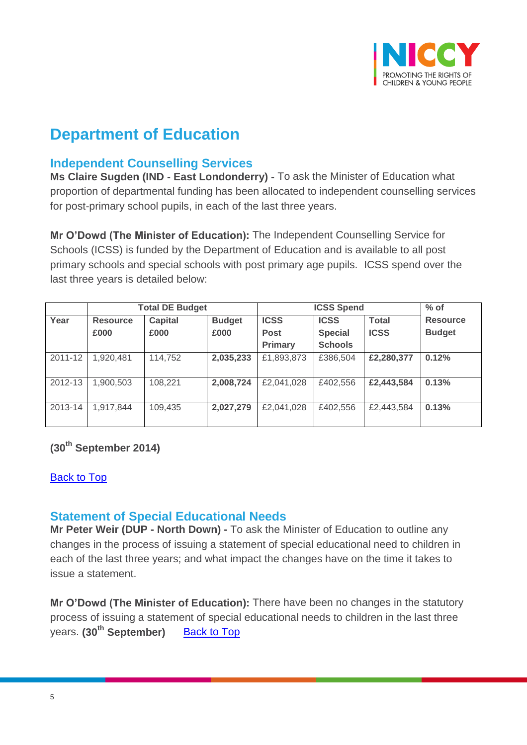# Department of Education

## Independent Counselling Services

**Ms Claire Sugden (IND - East Londonderry) -** To ask the Minister of Education what proportion of departmental funding has been allocated to independent counselling services for post-primary school pupils, in each of the last three years.

**Mr O'Dowd (The Minister of Education):** The Independent Counselling Service for Schools (ICSS) is funded by the Department of Education and is available to all post primary schools and special schools with post primary age pupils. ICSS spend over the last three years is detailed below:

| | Total DE Budget | | | ICSS Spend | | | % of Resource Budget |
|---|---|---|---|---|---|---|---|
| Year | Resource £000 | Capital £000 | Budget £000 | ICSS Post Primary | ICSS Special Schools | Total ICSS | |
| 2011-12 | 1,920,481 | 114,752 | **2,035,233** | £1,893,873 | £386,504 | **£2,280,377** | **0.12%** |
| 2012-13 | 1,900,503 | 108,221 | **2,008,724** | £2,041,028 | £402,556 | **£2,443,584** | **0.13%** |
| 2013-14 | 1,917,844 | 109,435 | **2,027,279** | £2,041,028 | £402,556 | £2,443,584 | **0.13%** |

**(30th September 2014)**

Back to Top

## Statement of Special Educational Needs

**Mr Peter Weir (DUP - North Down) -** To ask the Minister of Education to outline any changes in the process of issuing a statement of special educational need to children in each of the last three years; and what impact the changes have on the time it takes to issue a statement.

**Mr O'Dowd (The Minister of Education):** There have been no changes in the statutory process of issuing a statement of special educational needs to children in the last three years. **(30th September)** Back to Top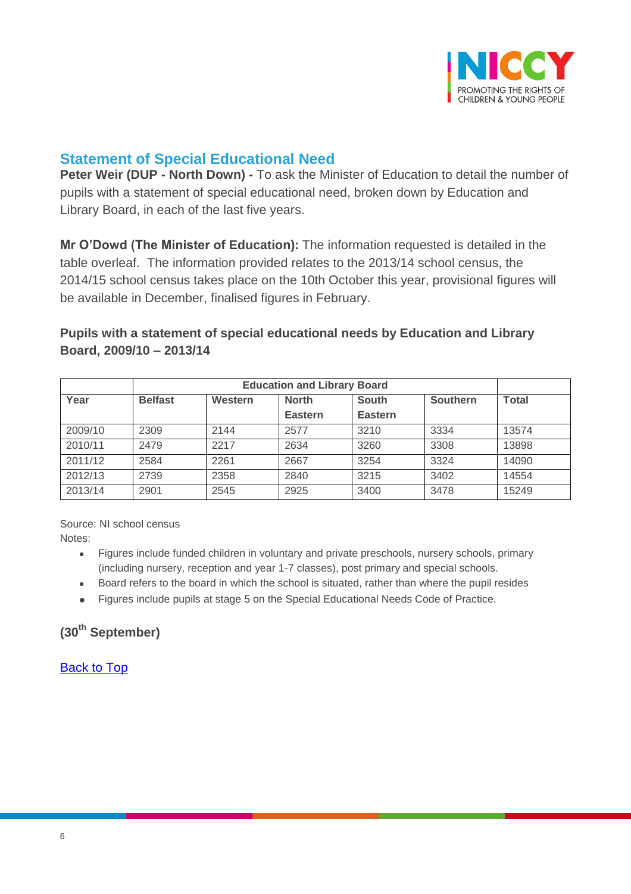## Statement of Special Educational Need

**Peter Weir (DUP - North Down) -** To ask the Minister of Education to detail the number of pupils with a statement of special educational need, broken down by Education and Library Board, in each of the last five years.

**Mr O'Dowd (The Minister of Education):** The information requested is detailed in the table overleaf. The information provided relates to the 2013/14 school census, the 2014/15 school census takes place on the 10th October this year, provisional figures will be available in December, finalised figures in February.

**Pupils with a statement of special educational needs by Education and Library Board, 2009/10 – 2013/14**

| | Education and Library Board | | | | | |
|---|---|---|---|---|---|---|
| **Year** | **Belfast** | **Western** | **North Eastern** | **South Eastern** | **Southern** | **Total** |
| 2009/10 | 2309 | 2144 | 2577 | 3210 | 3334 | 13574 |
| 2010/11 | 2479 | 2217 | 2634 | 3260 | 3308 | 13898 |
| 2011/12 | 2584 | 2261 | 2667 | 3254 | 3324 | 14090 |
| 2012/13 | 2739 | 2358 | 2840 | 3215 | 3402 | 14554 |
| 2013/14 | 2901 | 2545 | 2925 | 3400 | 3478 | 15249 |

Source: NI school census

Notes:

- Figures include funded children in voluntary and private preschools, nursery schools, primary (including nursery, reception and year 1-7 classes), post primary and special schools.
- Board refers to the board in which the school is situated, rather than where the pupil resides
- Figures include pupils at stage 5 on the Special Educational Needs Code of Practice.

**(30th September)**

Back to Top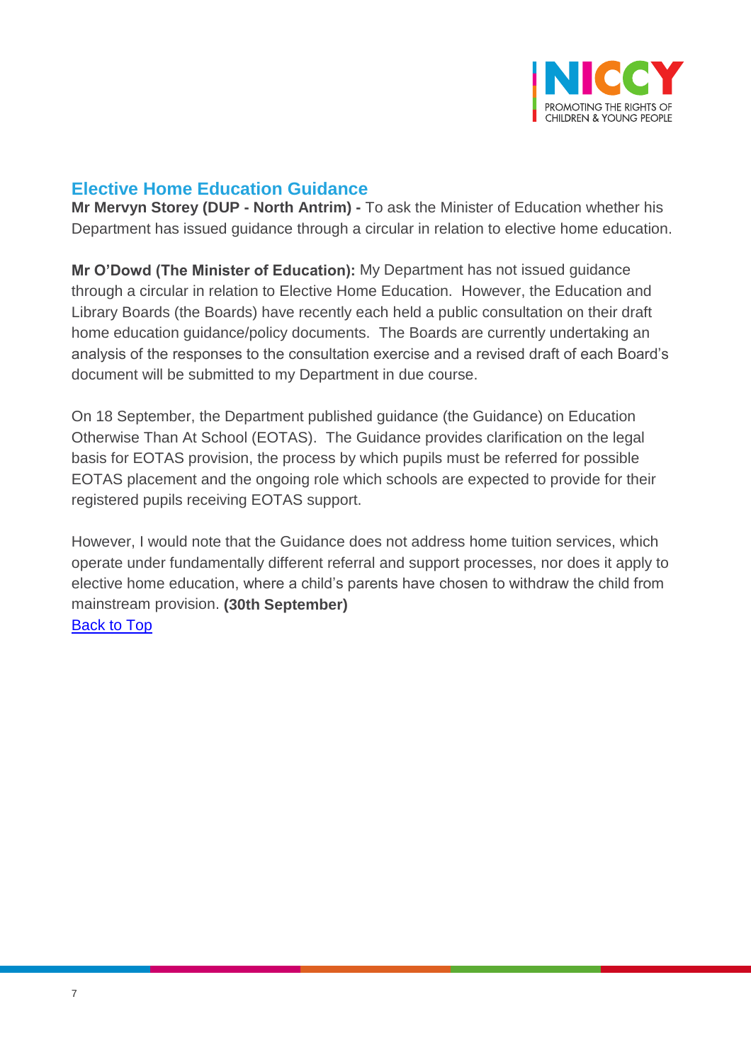## Elective Home Education Guidance

**Mr Mervyn Storey (DUP - North Antrim) -** To ask the Minister of Education whether his Department has issued guidance through a circular in relation to elective home education.

**Mr O'Dowd (The Minister of Education):** My Department has not issued guidance through a circular in relation to Elective Home Education. However, the Education and Library Boards (the Boards) have recently each held a public consultation on their draft home education guidance/policy documents. The Boards are currently undertaking an analysis of the responses to the consultation exercise and a revised draft of each Board's document will be submitted to my Department in due course.

On 18 September, the Department published guidance (the Guidance) on Education Otherwise Than At School (EOTAS). The Guidance provides clarification on the legal basis for EOTAS provision, the process by which pupils must be referred for possible EOTAS placement and the ongoing role which schools are expected to provide for their registered pupils receiving EOTAS support.

However, I would note that the Guidance does not address home tuition services, which operate under fundamentally different referral and support processes, nor does it apply to elective home education, where a child's parents have chosen to withdraw the child from mainstream provision. **(30th September)**

Back to Top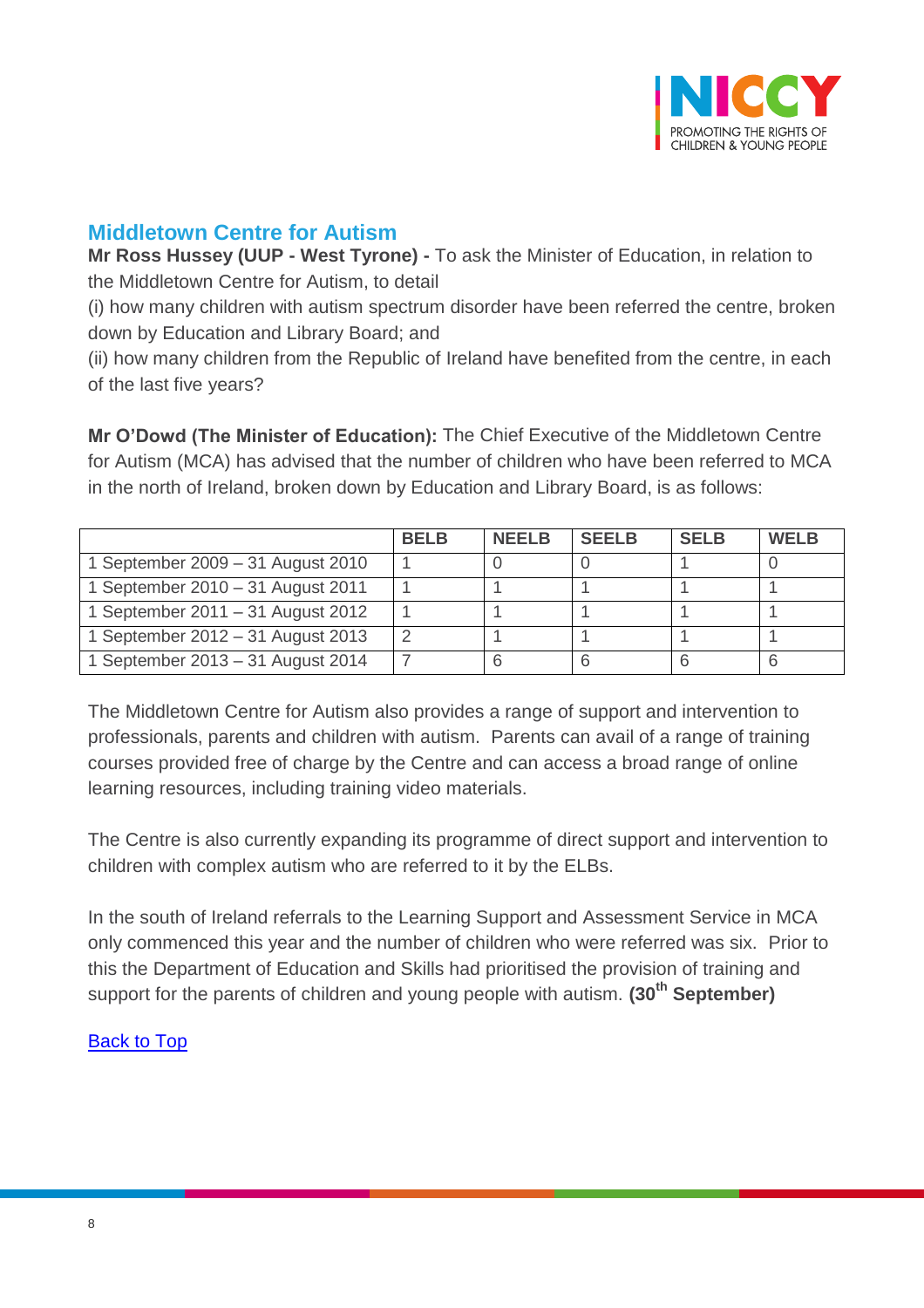## Middletown Centre for Autism

**Mr Ross Hussey (UUP - West Tyrone) -** To ask the Minister of Education, in relation to the Middletown Centre for Autism, to detail

(i) how many children with autism spectrum disorder have been referred the centre, broken down by Education and Library Board; and

(ii) how many children from the Republic of Ireland have benefited from the centre, in each of the last five years?

**Mr O'Dowd (The Minister of Education):** The Chief Executive of the Middletown Centre for Autism (MCA) has advised that the number of children who have been referred to MCA in the north of Ireland, broken down by Education and Library Board, is as follows:

| | BELB | NEELB | SEELB | SELB | WELB |
|---|---|---|---|---|---|
| 1 September 2009 – 31 August 2010 | 1 | 0 | 0 | 1 | 0 |
| 1 September 2010 – 31 August 2011 | 1 | 1 | 1 | 1 | 1 |
| 1 September 2011 – 31 August 2012 | 1 | 1 | 1 | 1 | 1 |
| 1 September 2012 – 31 August 2013 | 2 | 1 | 1 | 1 | 1 |
| 1 September 2013 – 31 August 2014 | 7 | 6 | 6 | 6 | 6 |

The Middletown Centre for Autism also provides a range of support and intervention to professionals, parents and children with autism. Parents can avail of a range of training courses provided free of charge by the Centre and can access a broad range of online learning resources, including training video materials.

The Centre is also currently expanding its programme of direct support and intervention to children with complex autism who are referred to it by the ELBs.

In the south of Ireland referrals to the Learning Support and Assessment Service in MCA only commenced this year and the number of children who were referred was six. Prior to this the Department of Education and Skills had prioritised the provision of training and support for the parents of children and young people with autism. **(30th September)**

[Back to Top]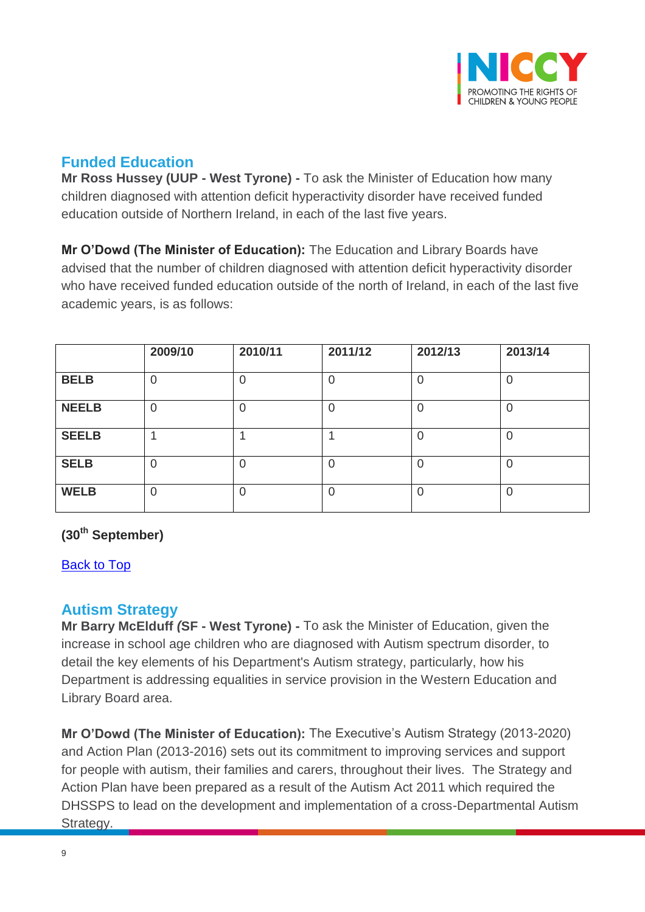## Funded Education

**Mr Ross Hussey (UUP - West Tyrone) -** To ask the Minister of Education how many children diagnosed with attention deficit hyperactivity disorder have received funded education outside of Northern Ireland, in each of the last five years.

**Mr O'Dowd (The Minister of Education):** The Education and Library Boards have advised that the number of children diagnosed with attention deficit hyperactivity disorder who have received funded education outside of the north of Ireland, in each of the last five academic years, is as follows:

| | 2009/10 | 2010/11 | 2011/12 | 2012/13 | 2013/14 |
|---|---|---|---|---|---|
| **BELB** | 0 | 0 | 0 | 0 | 0 |
| **NEELB** | 0 | 0 | 0 | 0 | 0 |
| **SEELB** | 1 | 1 | 1 | 0 | 0 |
| **SELB** | 0 | 0 | 0 | 0 | 0 |
| **WELB** | 0 | 0 | 0 | 0 | 0 |

**(30th September)**

Back to Top

## Autism Strategy

**Mr Barry McElduff *(*SF - West Tyrone) -** To ask the Minister of Education, given the increase in school age children who are diagnosed with Autism spectrum disorder, to detail the key elements of his Department's Autism strategy, particularly, how his Department is addressing equalities in service provision in the Western Education and Library Board area.

**Mr O'Dowd (The Minister of Education):** The Executive's Autism Strategy (2013-2020) and Action Plan (2013-2016) sets out its commitment to improving services and support for people with autism, their families and carers, throughout their lives. The Strategy and Action Plan have been prepared as a result of the Autism Act 2011 which required the DHSSPS to lead on the development and implementation of a cross-Departmental Autism Strategy.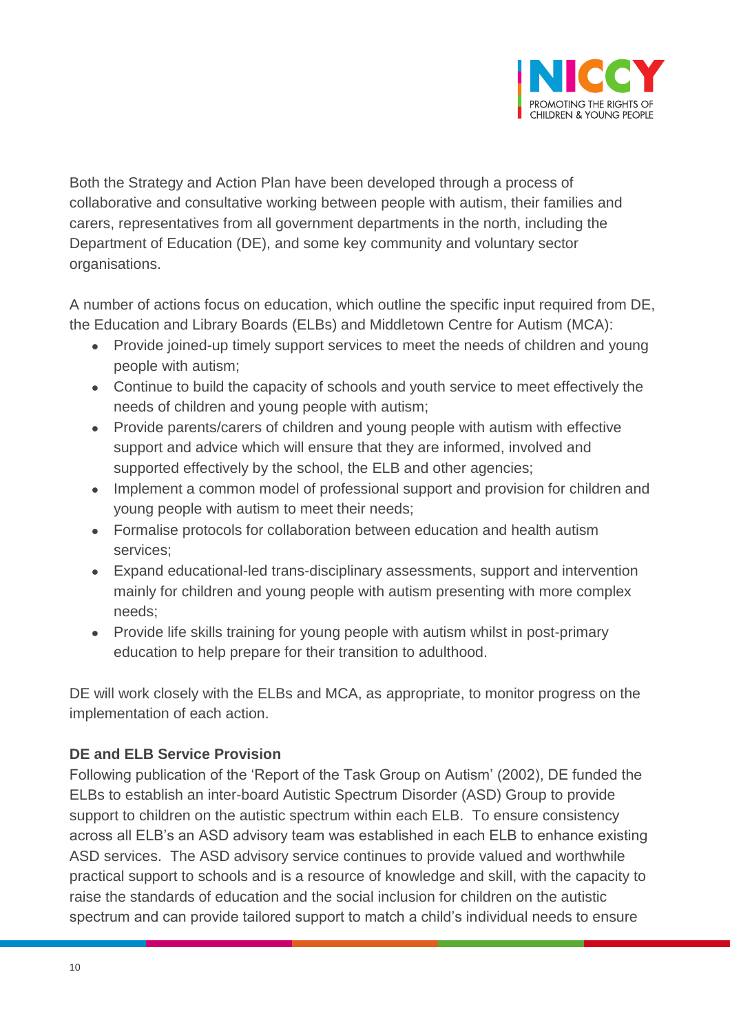Both the Strategy and Action Plan have been developed through a process of collaborative and consultative working between people with autism, their families and carers, representatives from all government departments in the north, including the Department of Education (DE), and some key community and voluntary sector organisations.

A number of actions focus on education, which outline the specific input required from DE, the Education and Library Boards (ELBs) and Middletown Centre for Autism (MCA):

- Provide joined-up timely support services to meet the needs of children and young people with autism;
- Continue to build the capacity of schools and youth service to meet effectively the needs of children and young people with autism;
- Provide parents/carers of children and young people with autism with effective support and advice which will ensure that they are informed, involved and supported effectively by the school, the ELB and other agencies;
- Implement a common model of professional support and provision for children and young people with autism to meet their needs;
- Formalise protocols for collaboration between education and health autism services;
- Expand educational-led trans-disciplinary assessments, support and intervention mainly for children and young people with autism presenting with more complex needs;
- Provide life skills training for young people with autism whilst in post-primary education to help prepare for their transition to adulthood.

DE will work closely with the ELBs and MCA, as appropriate, to monitor progress on the implementation of each action.

**DE and ELB Service Provision**

Following publication of the 'Report of the Task Group on Autism' (2002), DE funded the ELBs to establish an inter-board Autistic Spectrum Disorder (ASD) Group to provide support to children on the autistic spectrum within each ELB. To ensure consistency across all ELB's an ASD advisory team was established in each ELB to enhance existing ASD services. The ASD advisory service continues to provide valued and worthwhile practical support to schools and is a resource of knowledge and skill, with the capacity to raise the standards of education and the social inclusion for children on the autistic spectrum and can provide tailored support to match a child's individual needs to ensure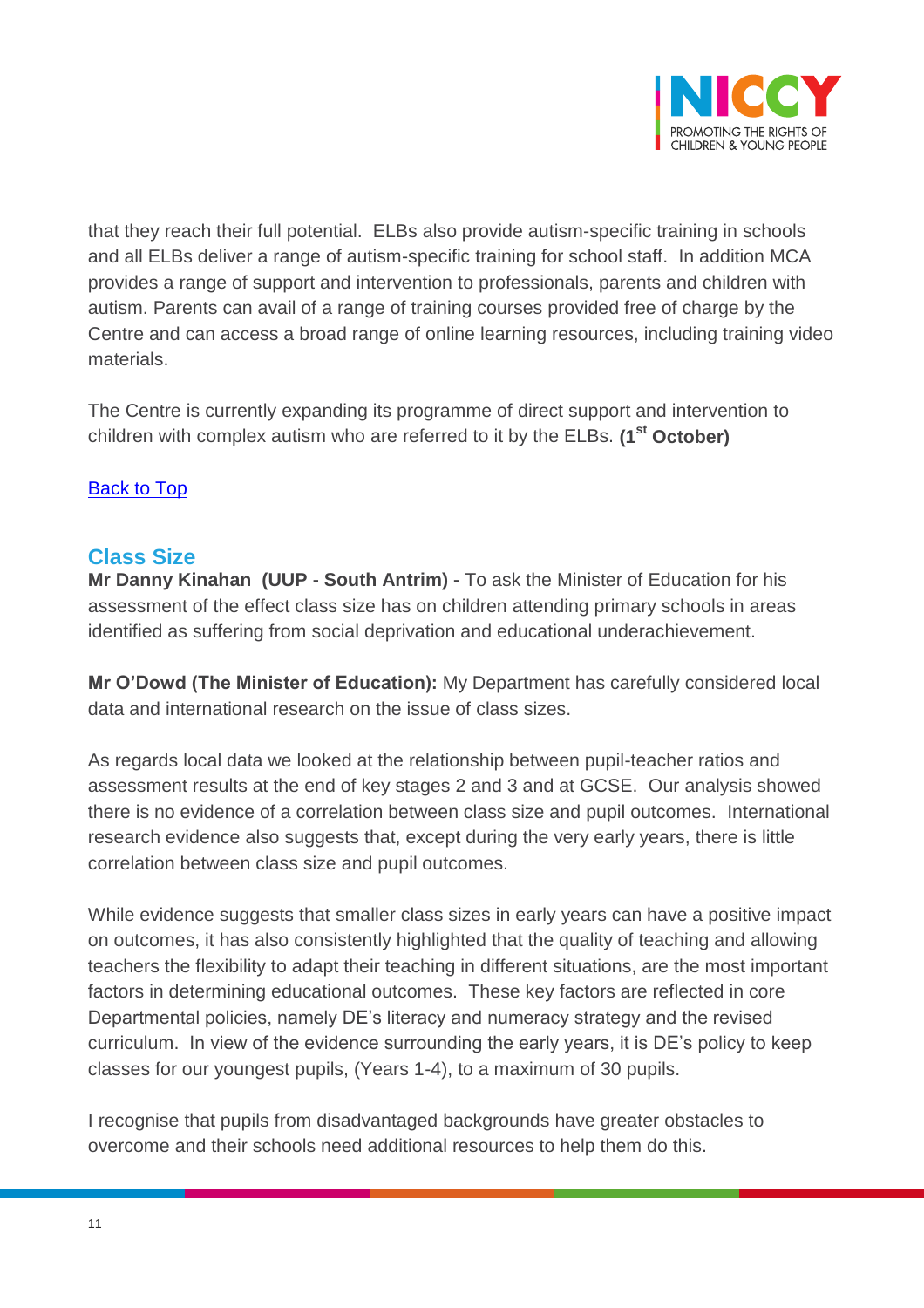that they reach their full potential.  ELBs also provide autism-specific training in schools and all ELBs deliver a range of autism-specific training for school staff.  In addition MCA provides a range of support and intervention to professionals, parents and children with autism. Parents can avail of a range of training courses provided free of charge by the Centre and can access a broad range of online learning resources, including training video materials.

The Centre is currently expanding its programme of direct support and intervention to children with complex autism who are referred to it by the ELBs. **(1st October)**

Back to Top

## Class Size

**Mr Danny Kinahan (UUP - South Antrim) -** To ask the Minister of Education for his assessment of the effect class size has on children attending primary schools in areas identified as suffering from social deprivation and educational underachievement.

**Mr O'Dowd (The Minister of Education):** My Department has carefully considered local data and international research on the issue of class sizes.

As regards local data we looked at the relationship between pupil-teacher ratios and assessment results at the end of key stages 2 and 3 and at GCSE.  Our analysis showed there is no evidence of a correlation between class size and pupil outcomes.  International research evidence also suggests that, except during the very early years, there is little correlation between class size and pupil outcomes.

While evidence suggests that smaller class sizes in early years can have a positive impact on outcomes, it has also consistently highlighted that the quality of teaching and allowing teachers the flexibility to adapt their teaching in different situations, are the most important factors in determining educational outcomes.  These key factors are reflected in core Departmental policies, namely DE's literacy and numeracy strategy and the revised curriculum.  In view of the evidence surrounding the early years, it is DE's policy to keep classes for our youngest pupils, (Years 1-4), to a maximum of 30 pupils.

I recognise that pupils from disadvantaged backgrounds have greater obstacles to overcome and their schools need additional resources to help them do this.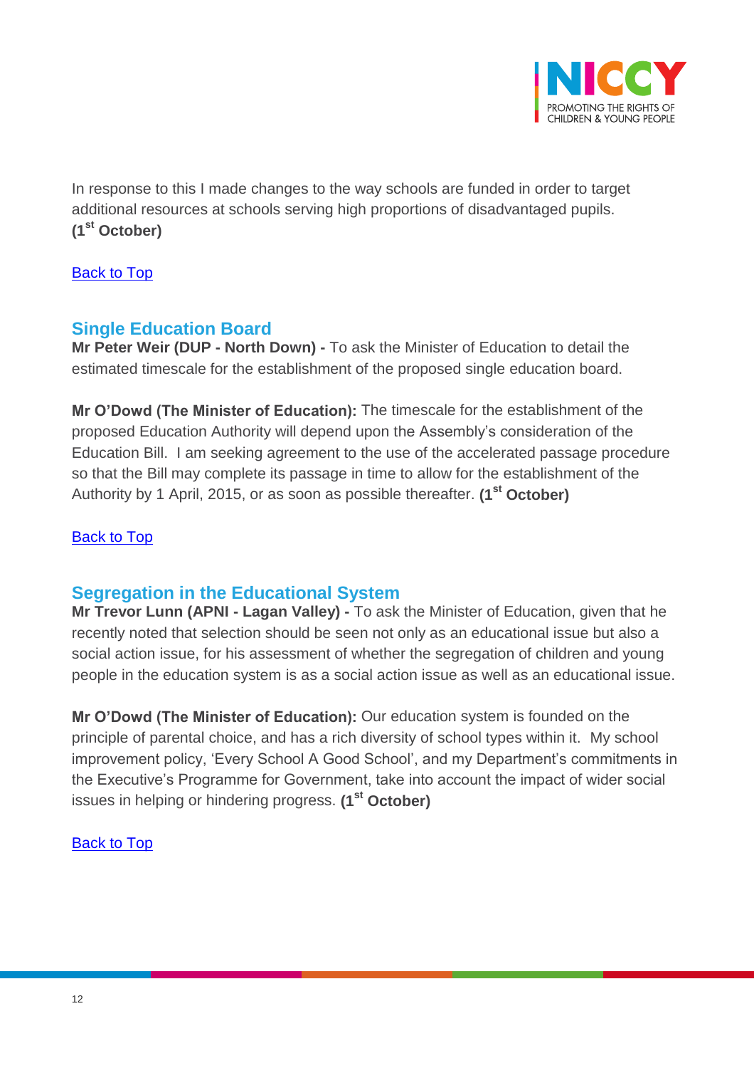In response to this I made changes to the way schools are funded in order to target additional resources at schools serving high proportions of disadvantaged pupils. **(1st October)**

[Back to Top]

## Single Education Board

**Mr Peter Weir (DUP - North Down) -** To ask the Minister of Education to detail the estimated timescale for the establishment of the proposed single education board.

**Mr O'Dowd (The Minister of Education):** The timescale for the establishment of the proposed Education Authority will depend upon the Assembly's consideration of the Education Bill. I am seeking agreement to the use of the accelerated passage procedure so that the Bill may complete its passage in time to allow for the establishment of the Authority by 1 April, 2015, or as soon as possible thereafter. **(1st October)**

[Back to Top]

## Segregation in the Educational System

**Mr Trevor Lunn (APNI - Lagan Valley) -** To ask the Minister of Education, given that he recently noted that selection should be seen not only as an educational issue but also a social action issue, for his assessment of whether the segregation of children and young people in the education system is as a social action issue as well as an educational issue.

**Mr O'Dowd (The Minister of Education):** Our education system is founded on the principle of parental choice, and has a rich diversity of school types within it. My school improvement policy, 'Every School A Good School', and my Department's commitments in the Executive's Programme for Government, take into account the impact of wider social issues in helping or hindering progress. **(1st October)**

[Back to Top]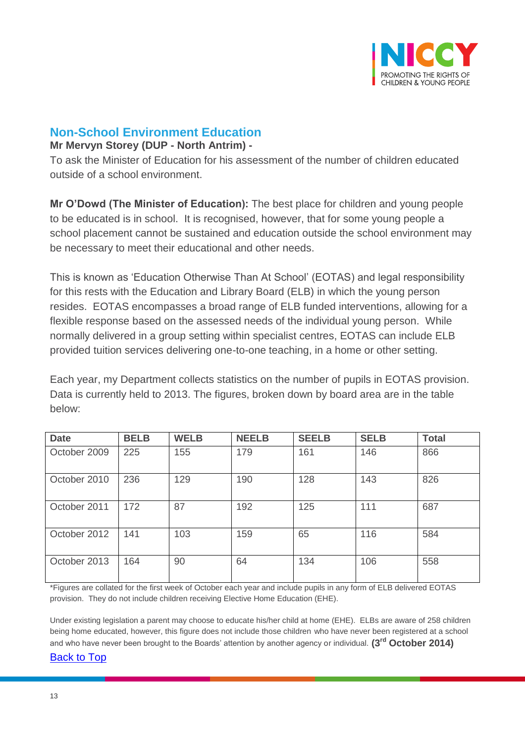## Non-School Environment Education

**Mr Mervyn Storey (DUP - North Antrim) -**

To ask the Minister of Education for his assessment of the number of children educated outside of a school environment.

**Mr O'Dowd (The Minister of Education):** The best place for children and young people to be educated is in school. It is recognised, however, that for some young people a school placement cannot be sustained and education outside the school environment may be necessary to meet their educational and other needs.

This is known as 'Education Otherwise Than At School' (EOTAS) and legal responsibility for this rests with the Education and Library Board (ELB) in which the young person resides. EOTAS encompasses a broad range of ELB funded interventions, allowing for a flexible response based on the assessed needs of the individual young person. While normally delivered in a group setting within specialist centres, EOTAS can include ELB provided tuition services delivering one-to-one teaching, in a home or other setting.

Each year, my Department collects statistics on the number of pupils in EOTAS provision. Data is currently held to 2013. The figures, broken down by board area are in the table below:

| Date | BELB | WELB | NEELB | SEELB | SELB | Total |
|---|---|---|---|---|---|---|
| October 2009 | 225 | 155 | 179 | 161 | 146 | 866 |
| October 2010 | 236 | 129 | 190 | 128 | 143 | 826 |
| October 2011 | 172 | 87 | 192 | 125 | 111 | 687 |
| October 2012 | 141 | 103 | 159 | 65 | 116 | 584 |
| October 2013 | 164 | 90 | 64 | 134 | 106 | 558 |

*Figures are collated for the first week of October each year and include pupils in any form of ELB delivered EOTAS provision. They do not include children receiving Elective Home Education (EHE).

Under existing legislation a parent may choose to educate his/her child at home (EHE). ELBs are aware of 258 children being home educated, however, this figure does not include those children who have never been registered at a school and who have never been brought to the Boards' attention by another agency or individual. **(3rd October 2014)**

Back to Top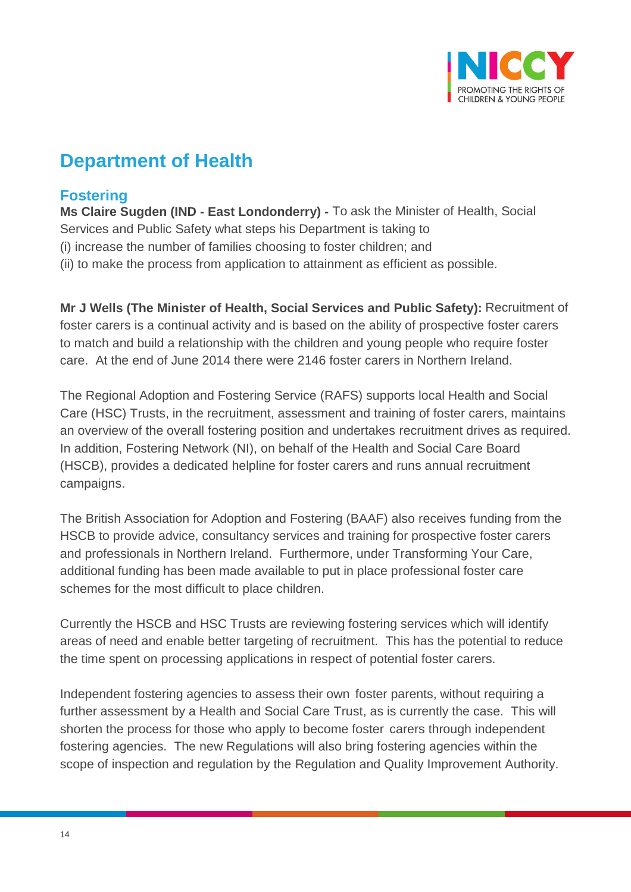# Department of Health

## Fostering

**Ms Claire Sugden (IND - East Londonderry) -** To ask the Minister of Health, Social Services and Public Safety what steps his Department is taking to
(i) increase the number of families choosing to foster children; and
(ii) to make the process from application to attainment as efficient as possible.

**Mr J Wells (The Minister of Health, Social Services and Public Safety):** Recruitment of foster carers is a continual activity and is based on the ability of prospective foster carers to match and build a relationship with the children and young people who require foster care. At the end of June 2014 there were 2146 foster carers in Northern Ireland.

The Regional Adoption and Fostering Service (RAFS) supports local Health and Social Care (HSC) Trusts, in the recruitment, assessment and training of foster carers, maintains an overview of the overall fostering position and undertakes recruitment drives as required. In addition, Fostering Network (NI), on behalf of the Health and Social Care Board (HSCB), provides a dedicated helpline for foster carers and runs annual recruitment campaigns.

The British Association for Adoption and Fostering (BAAF) also receives funding from the HSCB to provide advice, consultancy services and training for prospective foster carers and professionals in Northern Ireland. Furthermore, under Transforming Your Care, additional funding has been made available to put in place professional foster care schemes for the most difficult to place children.

Currently the HSCB and HSC Trusts are reviewing fostering services which will identify areas of need and enable better targeting of recruitment. This has the potential to reduce the time spent on processing applications in respect of potential foster carers.

Independent fostering agencies to assess their own foster parents, without requiring a further assessment by a Health and Social Care Trust, as is currently the case. This will shorten the process for those who apply to become foster carers through independent fostering agencies. The new Regulations will also bring fostering agencies within the scope of inspection and regulation by the Regulation and Quality Improvement Authority.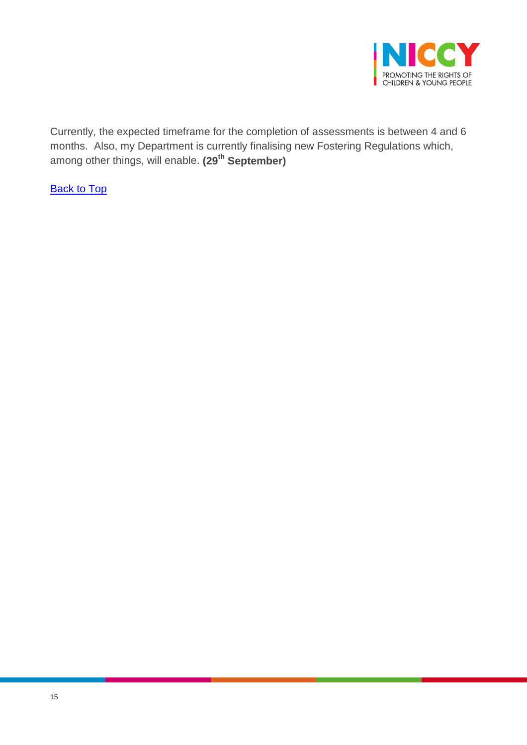Currently, the expected timeframe for the completion of assessments is between 4 and 6 months. Also, my Department is currently finalising new Fostering Regulations which, among other things, will enable. **(29th September)**

Back to Top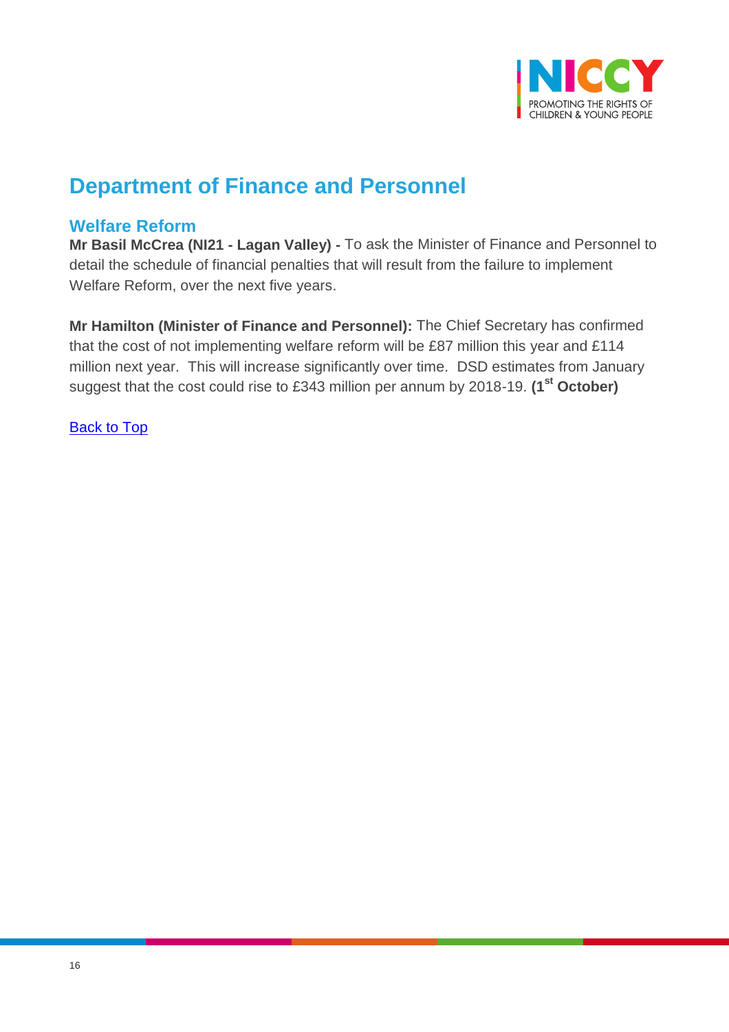# Department of Finance and Personnel

## Welfare Reform

**Mr Basil McCrea (NI21 - Lagan Valley) -** To ask the Minister of Finance and Personnel to detail the schedule of financial penalties that will result from the failure to implement Welfare Reform, over the next five years.

**Mr Hamilton (Minister of Finance and Personnel):** The Chief Secretary has confirmed that the cost of not implementing welfare reform will be £87 million this year and £114 million next year. This will increase significantly over time. DSD estimates from January suggest that the cost could rise to £343 million per annum by 2018-19. **(1st October)**

[Back to Top]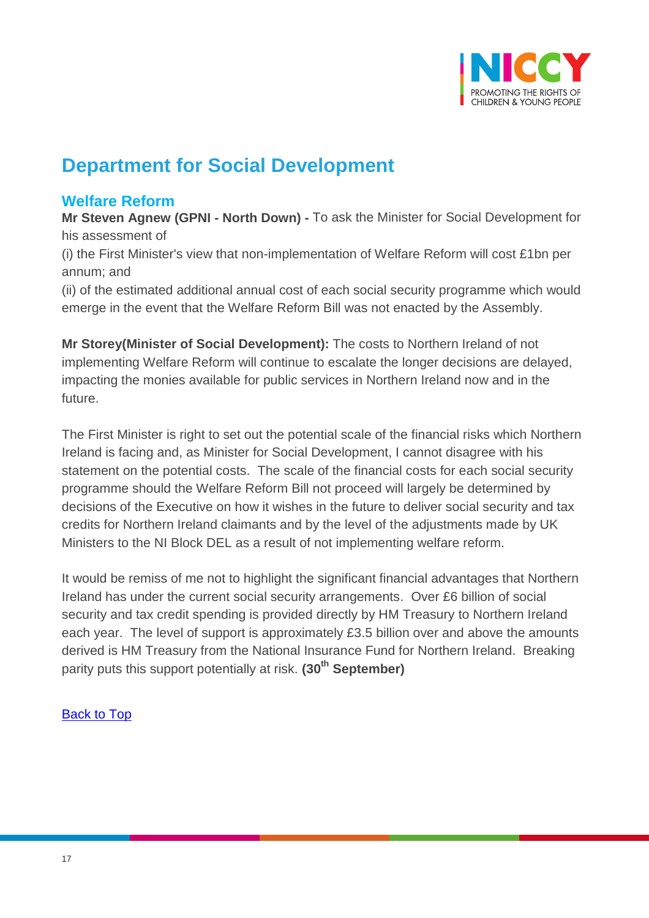# Department for Social Development

## Welfare Reform

**Mr Steven Agnew (GPNI - North Down) -** To ask the Minister for Social Development for his assessment of

(i) the First Minister's view that non-implementation of Welfare Reform will cost £1bn per annum; and

(ii) of the estimated additional annual cost of each social security programme which would emerge in the event that the Welfare Reform Bill was not enacted by the Assembly.

**Mr Storey(Minister of Social Development):** The costs to Northern Ireland of not implementing Welfare Reform will continue to escalate the longer decisions are delayed, impacting the monies available for public services in Northern Ireland now and in the future.

The First Minister is right to set out the potential scale of the financial risks which Northern Ireland is facing and, as Minister for Social Development, I cannot disagree with his statement on the potential costs. The scale of the financial costs for each social security programme should the Welfare Reform Bill not proceed will largely be determined by decisions of the Executive on how it wishes in the future to deliver social security and tax credits for Northern Ireland claimants and by the level of the adjustments made by UK Ministers to the NI Block DEL as a result of not implementing welfare reform.

It would be remiss of me not to highlight the significant financial advantages that Northern Ireland has under the current social security arrangements. Over £6 billion of social security and tax credit spending is provided directly by HM Treasury to Northern Ireland each year. The level of support is approximately £3.5 billion over and above the amounts derived is HM Treasury from the National Insurance Fund for Northern Ireland. Breaking parity puts this support potentially at risk. **(30th September)**

Back to Top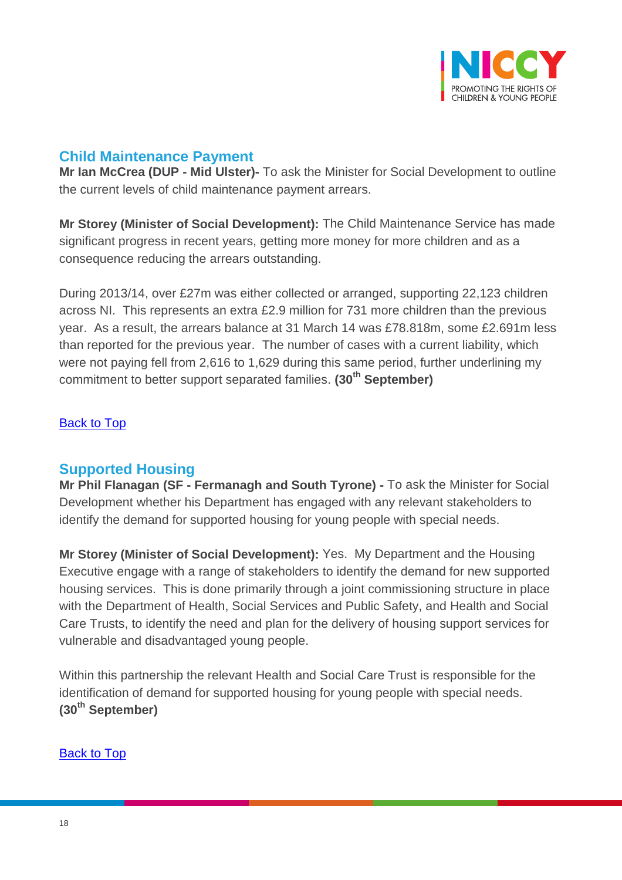## Child Maintenance Payment

**Mr Ian McCrea (DUP - Mid Ulster)-** To ask the Minister for Social Development to outline the current levels of child maintenance payment arrears.

**Mr Storey (Minister of Social Development):** The Child Maintenance Service has made significant progress in recent years, getting more money for more children and as a consequence reducing the arrears outstanding.

During 2013/14, over £27m was either collected or arranged, supporting 22,123 children across NI. This represents an extra £2.9 million for 731 more children than the previous year. As a result, the arrears balance at 31 March 14 was £78.818m, some £2.691m less than reported for the previous year. The number of cases with a current liability, which were not paying fell from 2,616 to 1,629 during this same period, further underlining my commitment to better support separated families. **(30th September)**

Back to Top

## Supported Housing

**Mr Phil Flanagan (SF - Fermanagh and South Tyrone) -** To ask the Minister for Social Development whether his Department has engaged with any relevant stakeholders to identify the demand for supported housing for young people with special needs.

**Mr Storey (Minister of Social Development):** Yes. My Department and the Housing Executive engage with a range of stakeholders to identify the demand for new supported housing services. This is done primarily through a joint commissioning structure in place with the Department of Health, Social Services and Public Safety, and Health and Social Care Trusts, to identify the need and plan for the delivery of housing support services for vulnerable and disadvantaged young people.

Within this partnership the relevant Health and Social Care Trust is responsible for the identification of demand for supported housing for young people with special needs. **(30th September)**

Back to Top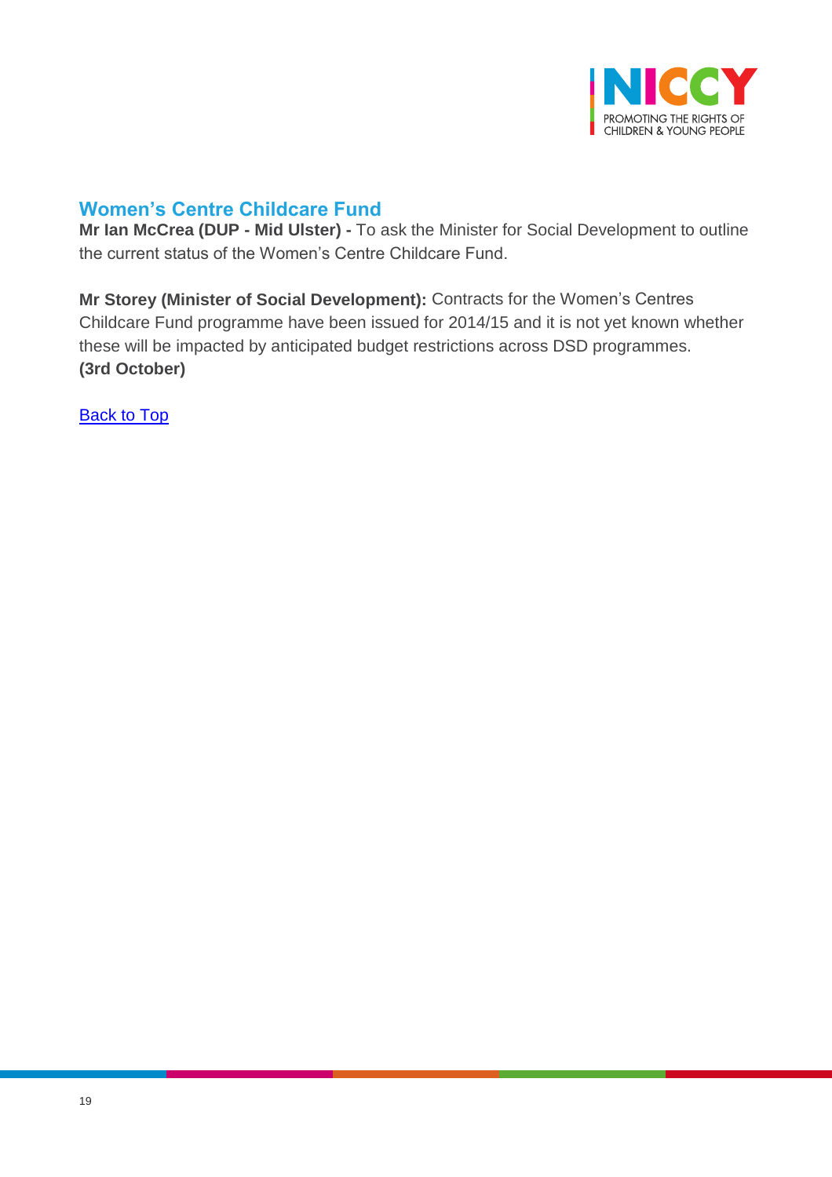## Women's Centre Childcare Fund

**Mr Ian McCrea (DUP - Mid Ulster) -** To ask the Minister for Social Development to outline the current status of the Women's Centre Childcare Fund.

**Mr Storey (Minister of Social Development):** Contracts for the Women's Centres Childcare Fund programme have been issued for 2014/15 and it is not yet known whether these will be impacted by anticipated budget restrictions across DSD programmes.
**(3rd October)**

Back to Top